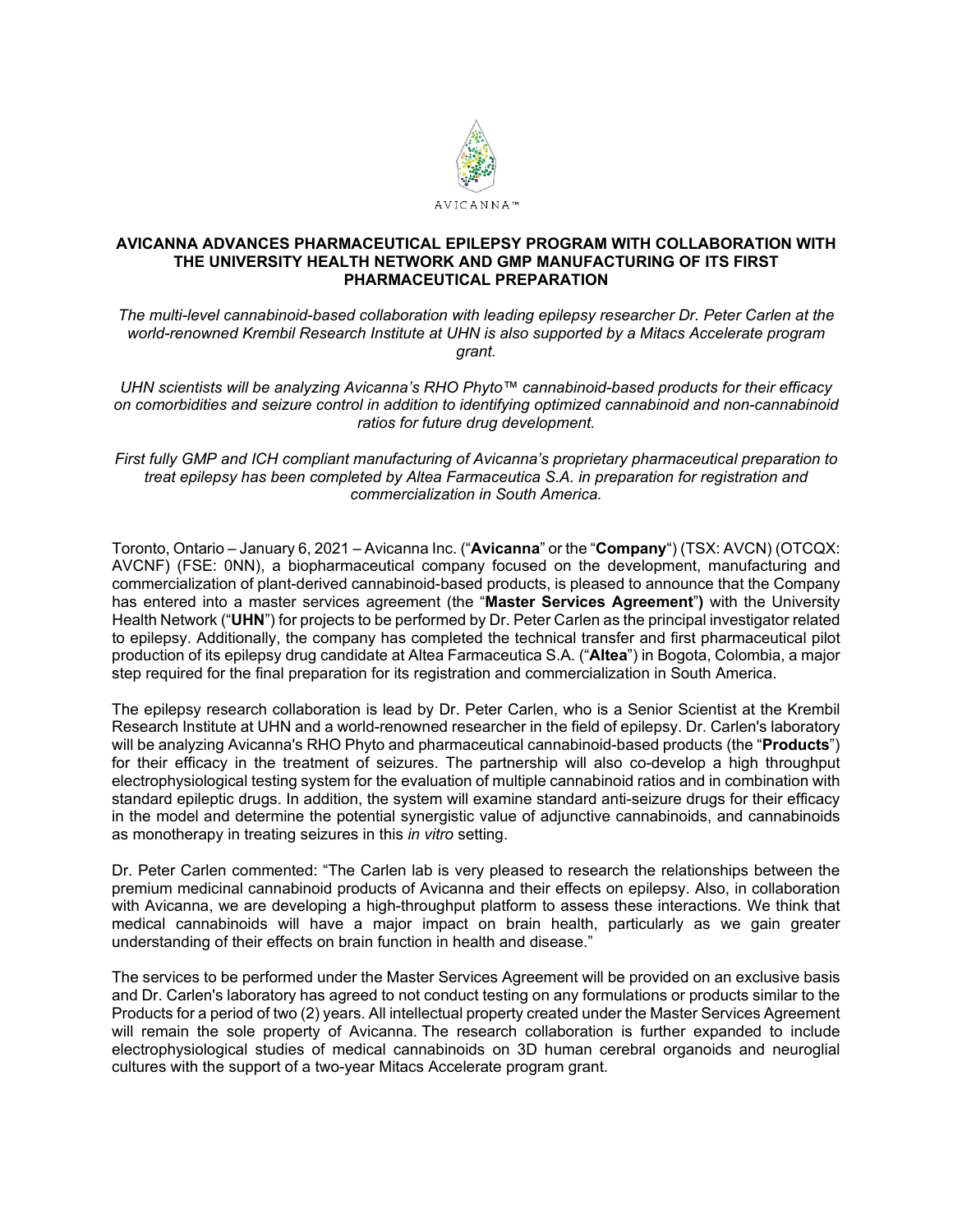AVICANNA™

# AVICANNA ADVANCES PHARMACEUTICAL EPILEPSY PROGRAM WITH COLLABORATION WITH THE UNIVERSITY HEALTH NETWORK AND GMP MANUFACTURING OF ITS FIRST PHARMACEUTICAL PREPARATION

*The multi-level cannabinoid-based collaboration with leading epilepsy researcher Dr. Peter Carlen at the world-renowned Krembil Research Institute at UHN is also supported by a Mitacs Accelerate program grant.*

*UHN scientists will be analyzing Avicanna's RHO Phyto™ cannabinoid-based products for their efficacy on comorbidities and seizure control in addition to identifying optimized cannabinoid and non-cannabinoid ratios for future drug development.*

*First fully GMP and ICH compliant manufacturing of Avicanna's proprietary pharmaceutical preparation to treat epilepsy has been completed by Altea Farmaceutica S.A. in preparation for registration and commercialization in South America.*

Toronto, Ontario – January 6, 2021 – Avicanna Inc. ("**Avicanna**" or the "**Company**") (TSX: AVCN) (OTCQX: AVCNF) (FSE: 0NN), a biopharmaceutical company focused on the development, manufacturing and commercialization of plant-derived cannabinoid-based products, is pleased to announce that the Company has entered into a master services agreement (the "**Master Services Agreement**") with the University Health Network ("**UHN**") for projects to be performed by Dr. Peter Carlen as the principal investigator related to epilepsy. Additionally, the company has completed the technical transfer and first pharmaceutical pilot production of its epilepsy drug candidate at Altea Farmaceutica S.A. ("**Altea**") in Bogota, Colombia, a major step required for the final preparation for its registration and commercialization in South America.

The epilepsy research collaboration is lead by Dr. Peter Carlen, who is a Senior Scientist at the Krembil Research Institute at UHN and a world-renowned researcher in the field of epilepsy. Dr. Carlen's laboratory will be analyzing Avicanna's RHO Phyto and pharmaceutical cannabinoid-based products (the "**Products**") for their efficacy in the treatment of seizures. The partnership will also co-develop a high throughput electrophysiological testing system for the evaluation of multiple cannabinoid ratios and in combination with standard epileptic drugs. In addition, the system will examine standard anti-seizure drugs for their efficacy in the model and determine the potential synergistic value of adjunctive cannabinoids, and cannabinoids as monotherapy in treating seizures in this *in vitro* setting.

Dr. Peter Carlen commented: "The Carlen lab is very pleased to research the relationships between the premium medicinal cannabinoid products of Avicanna and their effects on epilepsy. Also, in collaboration with Avicanna, we are developing a high-throughput platform to assess these interactions. We think that medical cannabinoids will have a major impact on brain health, particularly as we gain greater understanding of their effects on brain function in health and disease."

The services to be performed under the Master Services Agreement will be provided on an exclusive basis and Dr. Carlen's laboratory has agreed to not conduct testing on any formulations or products similar to the Products for a period of two (2) years. All intellectual property created under the Master Services Agreement will remain the sole property of Avicanna. The research collaboration is further expanded to include electrophysiological studies of medical cannabinoids on 3D human cerebral organoids and neuroglial cultures with the support of a two-year Mitacs Accelerate program grant.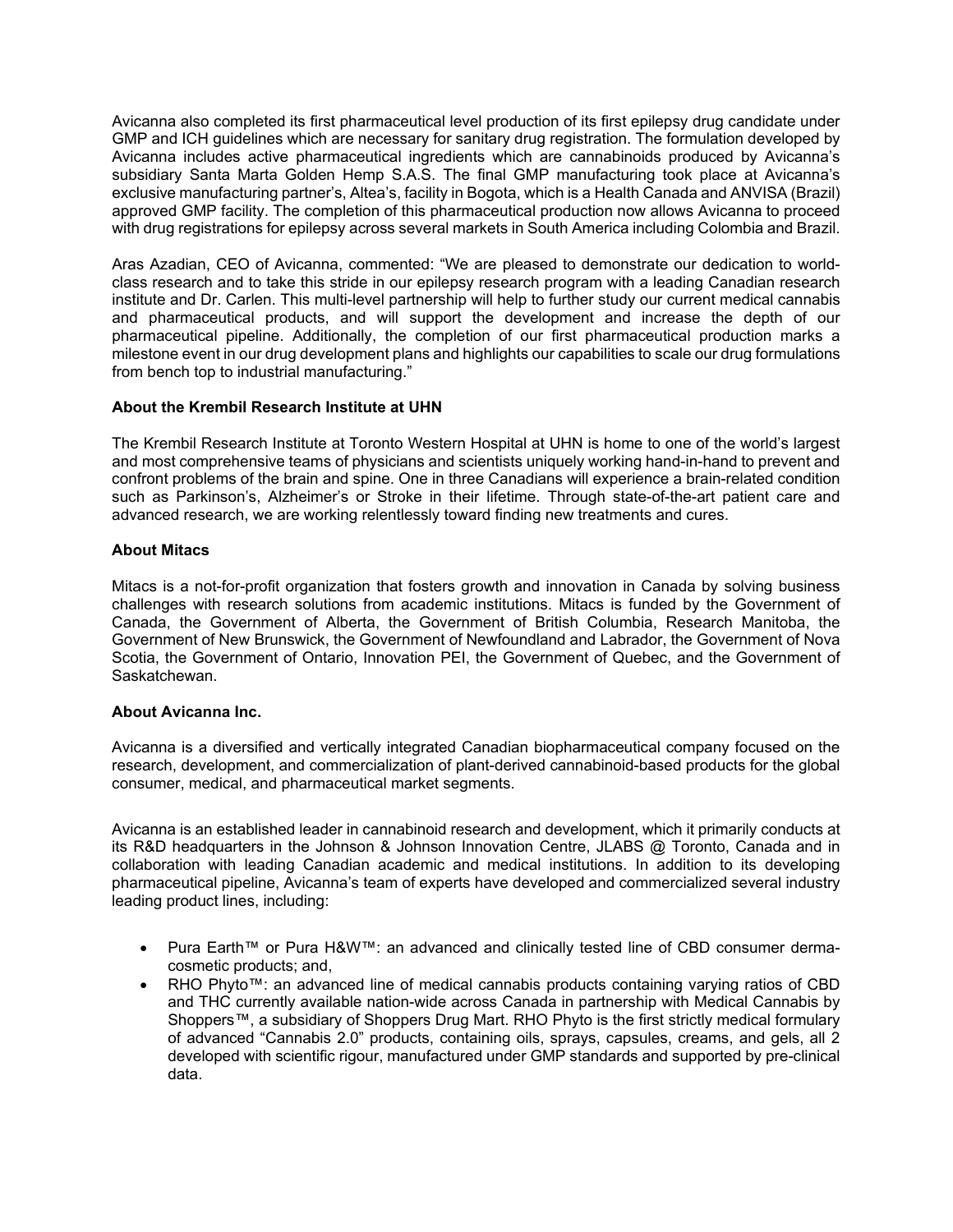Avicanna also completed its first pharmaceutical level production of its first epilepsy drug candidate under GMP and ICH guidelines which are necessary for sanitary drug registration. The formulation developed by Avicanna includes active pharmaceutical ingredients which are cannabinoids produced by Avicanna's subsidiary Santa Marta Golden Hemp S.A.S. The final GMP manufacturing took place at Avicanna's exclusive manufacturing partner's, Altea's, facility in Bogota, which is a Health Canada and ANVISA (Brazil) approved GMP facility. The completion of this pharmaceutical production now allows Avicanna to proceed with drug registrations for epilepsy across several markets in South America including Colombia and Brazil.

Aras Azadian, CEO of Avicanna, commented: "We are pleased to demonstrate our dedication to world-class research and to take this stride in our epilepsy research program with a leading Canadian research institute and Dr. Carlen. This multi-level partnership will help to further study our current medical cannabis and pharmaceutical products, and will support the development and increase the depth of our pharmaceutical pipeline. Additionally, the completion of our first pharmaceutical production marks a milestone event in our drug development plans and highlights our capabilities to scale our drug formulations from bench top to industrial manufacturing."

**About the Krembil Research Institute at UHN**

The Krembil Research Institute at Toronto Western Hospital at UHN is home to one of the world's largest and most comprehensive teams of physicians and scientists uniquely working hand-in-hand to prevent and confront problems of the brain and spine. One in three Canadians will experience a brain-related condition such as Parkinson's, Alzheimer's or Stroke in their lifetime. Through state-of-the-art patient care and advanced research, we are working relentlessly toward finding new treatments and cures.

**About Mitacs**

Mitacs is a not-for-profit organization that fosters growth and innovation in Canada by solving business challenges with research solutions from academic institutions. Mitacs is funded by the Government of Canada, the Government of Alberta, the Government of British Columbia, Research Manitoba, the Government of New Brunswick, the Government of Newfoundland and Labrador, the Government of Nova Scotia, the Government of Ontario, Innovation PEI, the Government of Quebec, and the Government of Saskatchewan.

**About Avicanna Inc.**

Avicanna is a diversified and vertically integrated Canadian biopharmaceutical company focused on the research, development, and commercialization of plant-derived cannabinoid-based products for the global consumer, medical, and pharmaceutical market segments.

Avicanna is an established leader in cannabinoid research and development, which it primarily conducts at its R&D headquarters in the Johnson & Johnson Innovation Centre, JLABS @ Toronto, Canada and in collaboration with leading Canadian academic and medical institutions. In addition to its developing pharmaceutical pipeline, Avicanna's team of experts have developed and commercialized several industry leading product lines, including:

- Pura Earth™ or Pura H&W™: an advanced and clinically tested line of CBD consumer derma-cosmetic products; and,
- RHO Phyto™: an advanced line of medical cannabis products containing varying ratios of CBD and THC currently available nation-wide across Canada in partnership with Medical Cannabis by Shoppers™, a subsidiary of Shoppers Drug Mart. RHO Phyto is the first strictly medical formulary of advanced "Cannabis 2.0" products, containing oils, sprays, capsules, creams, and gels, all 2 developed with scientific rigour, manufactured under GMP standards and supported by pre-clinical data.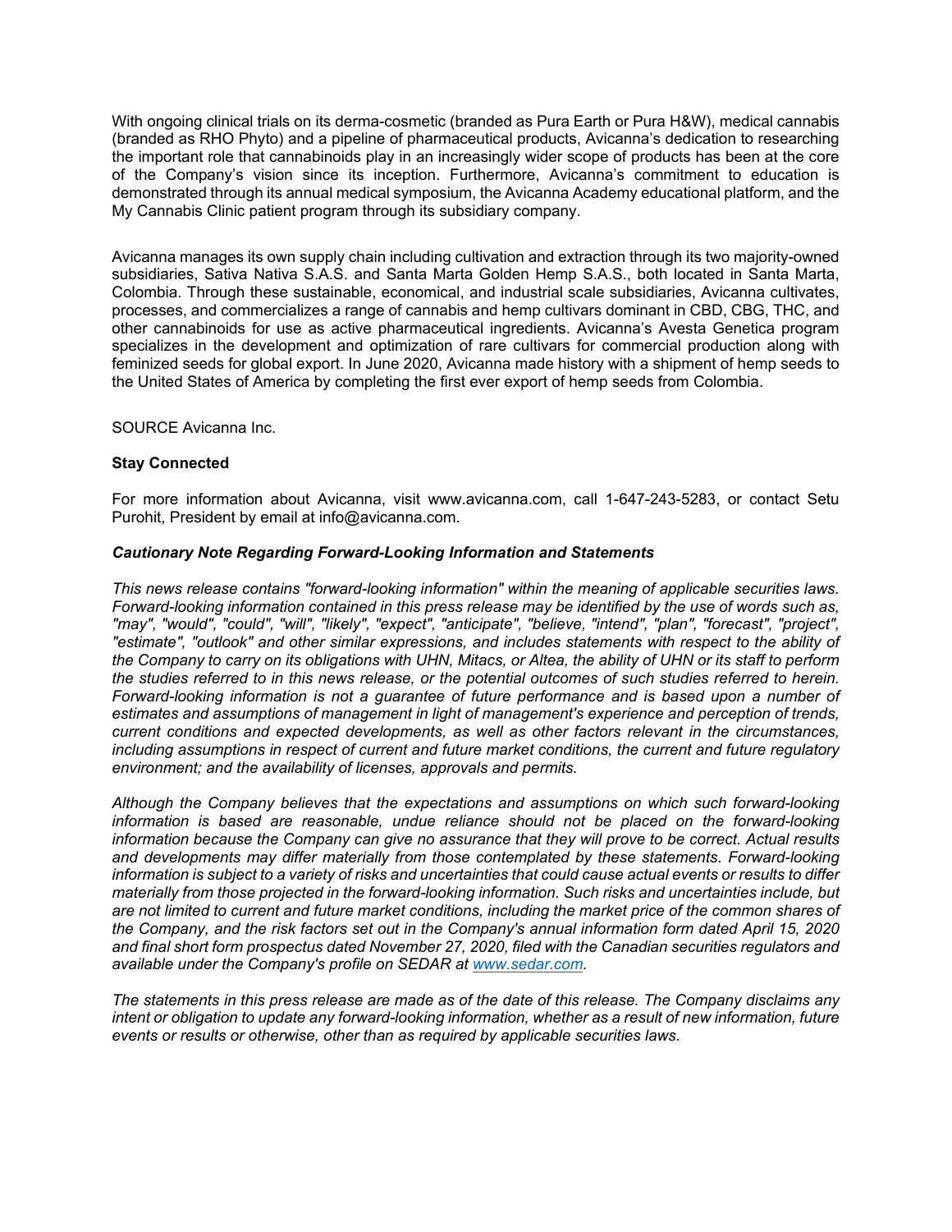With ongoing clinical trials on its derma-cosmetic (branded as Pura Earth or Pura H&W), medical cannabis (branded as RHO Phyto) and a pipeline of pharmaceutical products, Avicanna's dedication to researching the important role that cannabinoids play in an increasingly wider scope of products has been at the core of the Company's vision since its inception. Furthermore, Avicanna's commitment to education is demonstrated through its annual medical symposium, the Avicanna Academy educational platform, and the My Cannabis Clinic patient program through its subsidiary company.

Avicanna manages its own supply chain including cultivation and extraction through its two majority-owned subsidiaries, Sativa Nativa S.A.S. and Santa Marta Golden Hemp S.A.S., both located in Santa Marta, Colombia. Through these sustainable, economical, and industrial scale subsidiaries, Avicanna cultivates, processes, and commercializes a range of cannabis and hemp cultivars dominant in CBD, CBG, THC, and other cannabinoids for use as active pharmaceutical ingredients. Avicanna's Avesta Genetica program specializes in the development and optimization of rare cultivars for commercial production along with feminized seeds for global export. In June 2020, Avicanna made history with a shipment of hemp seeds to the United States of America by completing the first ever export of hemp seeds from Colombia.

SOURCE Avicanna Inc.

**Stay Connected**

For more information about Avicanna, visit www.avicanna.com, call 1-647-243-5283, or contact Setu Purohit, President by email at info@avicanna.com.

***Cautionary Note Regarding Forward-Looking Information and Statements***

*This news release contains "forward-looking information" within the meaning of applicable securities laws. Forward-looking information contained in this press release may be identified by the use of words such as, "may", "would", "could", "will", "likely", "expect", "anticipate", "believe, "intend", "plan", "forecast", "project", "estimate", "outlook" and other similar expressions, and includes statements with respect to the ability of the Company to carry on its obligations with UHN, Mitacs, or Altea, the ability of UHN or its staff to perform the studies referred to in this news release, or the potential outcomes of such studies referred to herein. Forward-looking information is not a guarantee of future performance and is based upon a number of estimates and assumptions of management in light of management's experience and perception of trends, current conditions and expected developments, as well as other factors relevant in the circumstances, including assumptions in respect of current and future market conditions, the current and future regulatory environment; and the availability of licenses, approvals and permits.*

*Although the Company believes that the expectations and assumptions on which such forward-looking information is based are reasonable, undue reliance should not be placed on the forward-looking information because the Company can give no assurance that they will prove to be correct. Actual results and developments may differ materially from those contemplated by these statements. Forward-looking information is subject to a variety of risks and uncertainties that could cause actual events or results to differ materially from those projected in the forward-looking information. Such risks and uncertainties include, but are not limited to current and future market conditions, including the market price of the common shares of the Company, and the risk factors set out in the Company's annual information form dated April 15, 2020 and final short form prospectus dated November 27, 2020, filed with the Canadian securities regulators and available under the Company's profile on SEDAR at www.sedar.com.*

*The statements in this press release are made as of the date of this release. The Company disclaims any intent or obligation to update any forward-looking information, whether as a result of new information, future events or results or otherwise, other than as required by applicable securities laws.*